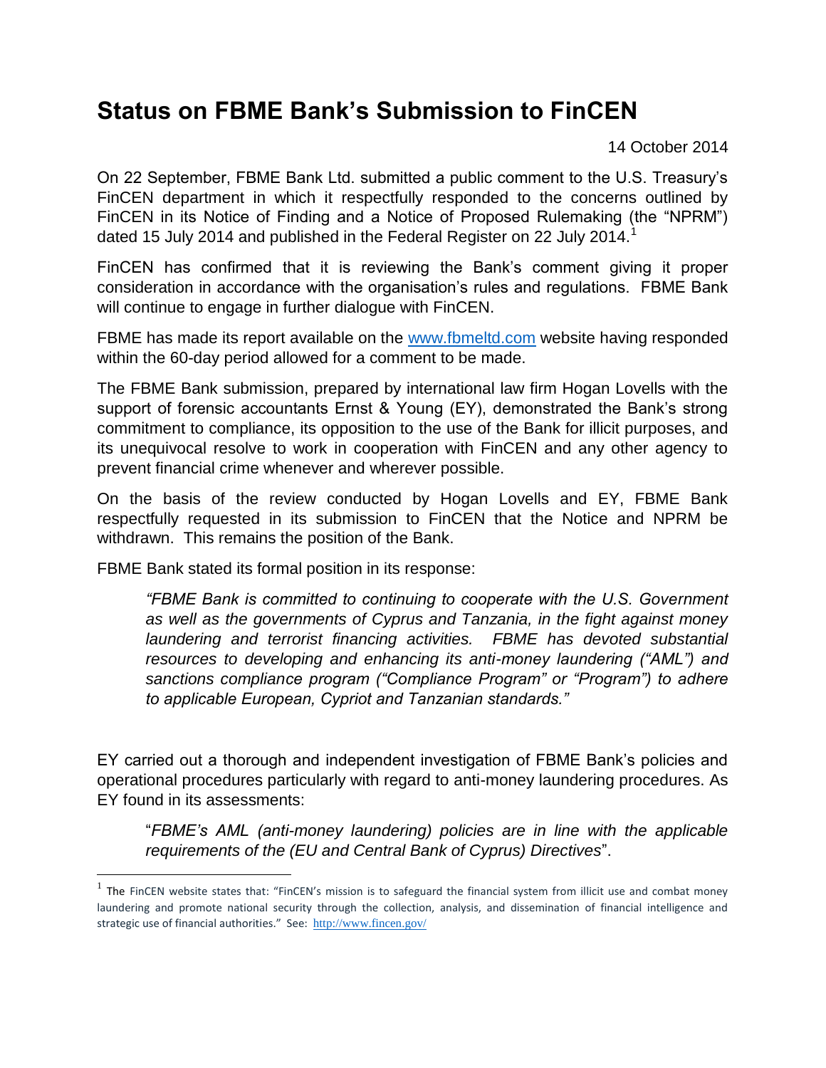# Status on FBME Bank's Submission to FinCEN

14 October 2014

On 22 September, FBME Bank Ltd. submitted a public comment to the U.S. Treasury's FinCEN department in which it respectfully responded to the concerns outlined by FinCEN in its Notice of Finding and a Notice of Proposed Rulemaking (the "NPRM") dated 15 July 2014 and published in the Federal Register on 22 July 2014.[1]

FinCEN has confirmed that it is reviewing the Bank's comment giving it proper consideration in accordance with the organisation's rules and regulations. FBME Bank will continue to engage in further dialogue with FinCEN.

FBME has made its report available on the www.fbmeltd.com website having responded within the 60-day period allowed for a comment to be made.

The FBME Bank submission, prepared by international law firm Hogan Lovells with the support of forensic accountants Ernst & Young (EY), demonstrated the Bank's strong commitment to compliance, its opposition to the use of the Bank for illicit purposes, and its unequivocal resolve to work in cooperation with FinCEN and any other agency to prevent financial crime whenever and wherever possible.

On the basis of the review conducted by Hogan Lovells and EY, FBME Bank respectfully requested in its submission to FinCEN that the Notice and NPRM be withdrawn. This remains the position of the Bank.

FBME Bank stated its formal position in its response:

> *"FBME Bank is committed to continuing to cooperate with the U.S. Government as well as the governments of Cyprus and Tanzania, in the fight against money laundering and terrorist financing activities. FBME has devoted substantial resources to developing and enhancing its anti-money laundering ("AML") and sanctions compliance program ("Compliance Program" or "Program") to adhere to applicable European, Cypriot and Tanzanian standards."*

EY carried out a thorough and independent investigation of FBME Bank's policies and operational procedures particularly with regard to anti-money laundering procedures. As EY found in its assessments:

> "*FBME's AML (anti-money laundering) policies are in line with the applicable requirements of the (EU and Central Bank of Cyprus) Directives*".

---

[1] The FinCEN website states that: "FinCEN's mission is to safeguard the financial system from illicit use and combat money laundering and promote national security through the collection, analysis, and dissemination of financial intelligence and strategic use of financial authorities." See: http://www.fincen.gov/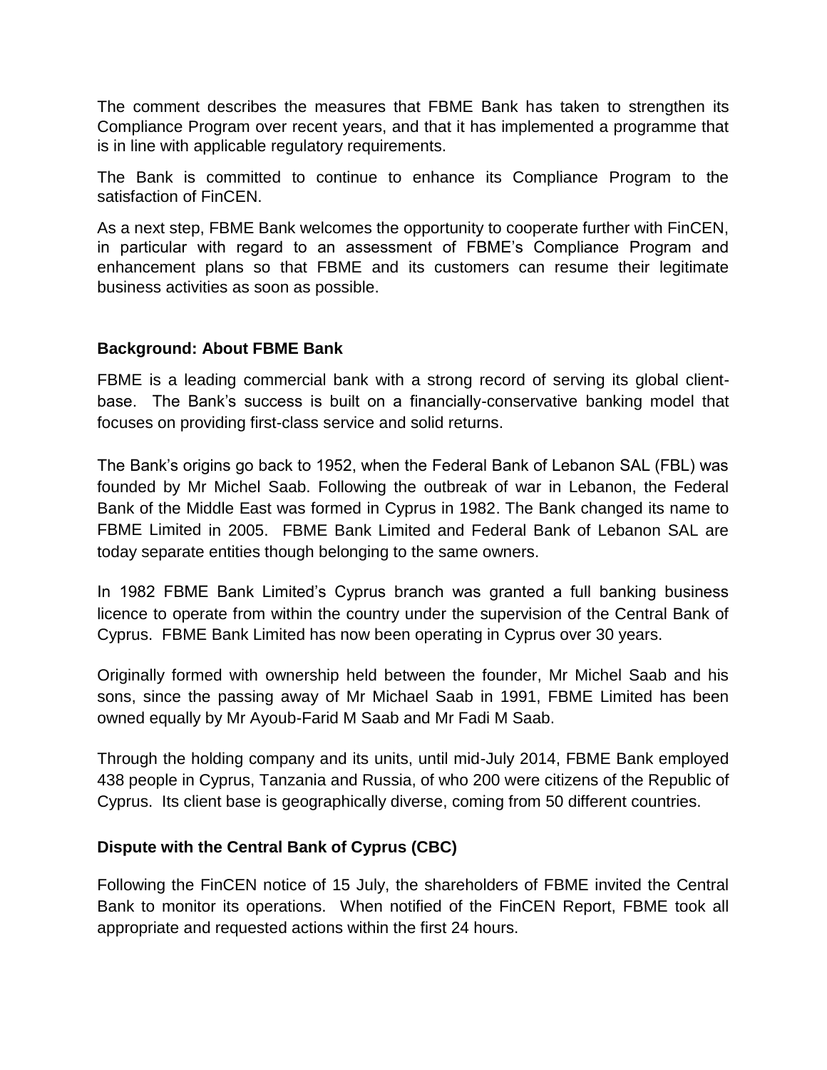The comment describes the measures that FBME Bank has taken to strengthen its Compliance Program over recent years, and that it has implemented a programme that is in line with applicable regulatory requirements.

The Bank is committed to continue to enhance its Compliance Program to the satisfaction of FinCEN.

As a next step, FBME Bank welcomes the opportunity to cooperate further with FinCEN, in particular with regard to an assessment of FBME's Compliance Program and enhancement plans so that FBME and its customers can resume their legitimate business activities as soon as possible.

**Background: About FBME Bank**

FBME is a leading commercial bank with a strong record of serving its global client-base. The Bank's success is built on a financially-conservative banking model that focuses on providing first-class service and solid returns.

The Bank's origins go back to 1952, when the Federal Bank of Lebanon SAL (FBL) was founded by Mr Michel Saab. Following the outbreak of war in Lebanon, the Federal Bank of the Middle East was formed in Cyprus in 1982. The Bank changed its name to FBME Limited in 2005. FBME Bank Limited and Federal Bank of Lebanon SAL are today separate entities though belonging to the same owners.

In 1982 FBME Bank Limited's Cyprus branch was granted a full banking business licence to operate from within the country under the supervision of the Central Bank of Cyprus. FBME Bank Limited has now been operating in Cyprus over 30 years.

Originally formed with ownership held between the founder, Mr Michel Saab and his sons, since the passing away of Mr Michael Saab in 1991, FBME Limited has been owned equally by Mr Ayoub-Farid M Saab and Mr Fadi M Saab.

Through the holding company and its units, until mid-July 2014, FBME Bank employed 438 people in Cyprus, Tanzania and Russia, of who 200 were citizens of the Republic of Cyprus. Its client base is geographically diverse, coming from 50 different countries.

**Dispute with the Central Bank of Cyprus (CBC)**

Following the FinCEN notice of 15 July, the shareholders of FBME invited the Central Bank to monitor its operations. When notified of the FinCEN Report, FBME took all appropriate and requested actions within the first 24 hours.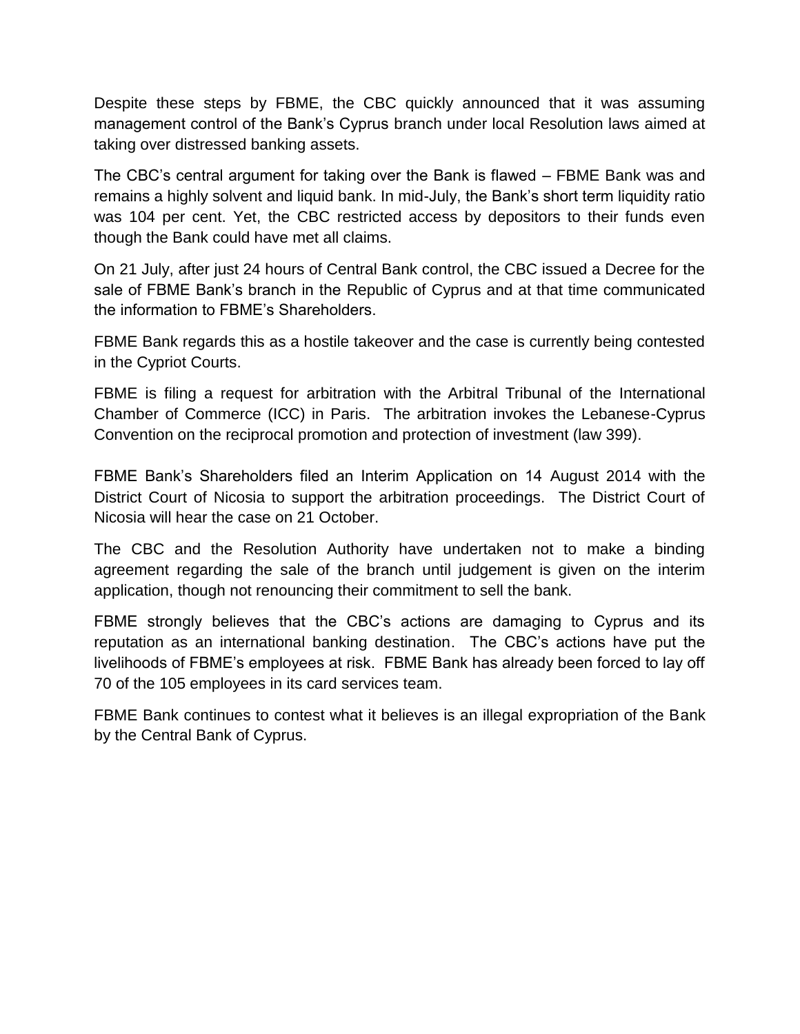Despite these steps by FBME, the CBC quickly announced that it was assuming management control of the Bank's Cyprus branch under local Resolution laws aimed at taking over distressed banking assets.

The CBC's central argument for taking over the Bank is flawed – FBME Bank was and remains a highly solvent and liquid bank. In mid-July, the Bank's short term liquidity ratio was 104 per cent. Yet, the CBC restricted access by depositors to their funds even though the Bank could have met all claims.

On 21 July, after just 24 hours of Central Bank control, the CBC issued a Decree for the sale of FBME Bank's branch in the Republic of Cyprus and at that time communicated the information to FBME's Shareholders.

FBME Bank regards this as a hostile takeover and the case is currently being contested in the Cypriot Courts.

FBME is filing a request for arbitration with the Arbitral Tribunal of the International Chamber of Commerce (ICC) in Paris. The arbitration invokes the Lebanese-Cyprus Convention on the reciprocal promotion and protection of investment (law 399).

FBME Bank's Shareholders filed an Interim Application on 14 August 2014 with the District Court of Nicosia to support the arbitration proceedings. The District Court of Nicosia will hear the case on 21 October.

The CBC and the Resolution Authority have undertaken not to make a binding agreement regarding the sale of the branch until judgement is given on the interim application, though not renouncing their commitment to sell the bank.

FBME strongly believes that the CBC's actions are damaging to Cyprus and its reputation as an international banking destination. The CBC's actions have put the livelihoods of FBME's employees at risk. FBME Bank has already been forced to lay off 70 of the 105 employees in its card services team.

FBME Bank continues to contest what it believes is an illegal expropriation of the Bank by the Central Bank of Cyprus.